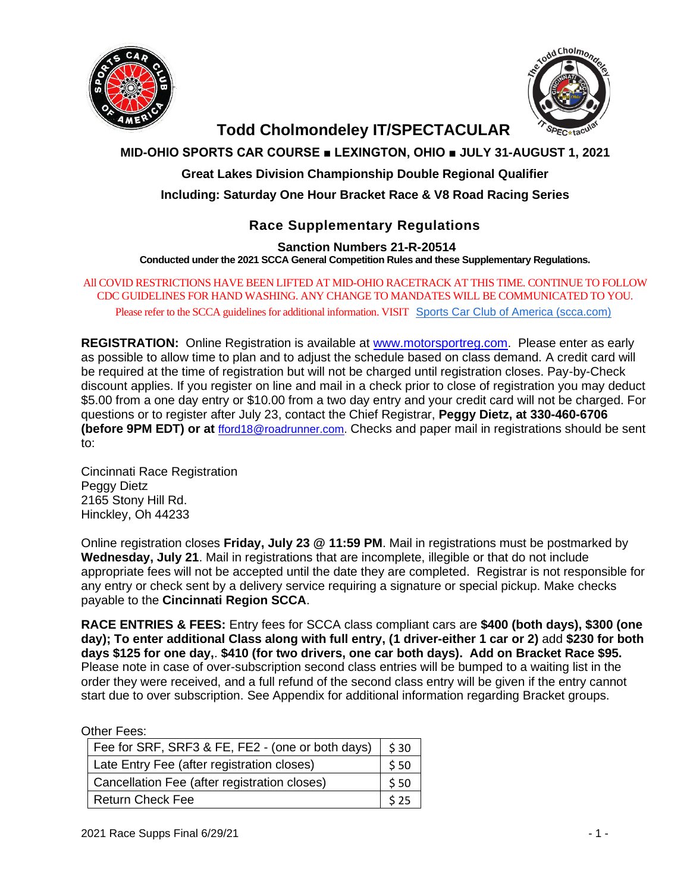# Todd Cholmondeley IT/SPECTACULAR

**MID-OHIO SPORTS CAR COURSE ■ LEXINGTON, OHIO ■ JULY 31-AUGUST 1, 2021**

**Great Lakes Division Championship Double Regional Qualifier**

**Including: Saturday One Hour Bracket Race & V8 Road Racing Series**

## Race Supplementary Regulations

**Sanction Numbers 21-R-20514**

**Conducted under the 2021 SCCA General Competition Rules and these Supplementary Regulations.**

All COVID RESTRICTIONS HAVE BEEN LIFTED AT MID-OHIO RACETRACK AT THIS TIME. CONTINUE TO FOLLOW CDC GUIDELINES FOR HAND WASHING. ANY CHANGE TO MANDATES WILL BE COMMUNICATED TO YOU. Please refer to the SCCA guidelines for additional information. VISIT [Sports Car Club of America (scca.com)](https://www.scca.com)

**REGISTRATION:** Online Registration is available at [www.motorsportreg.com](http://www.motorsportreg.com). Please enter as early as possible to allow time to plan and to adjust the schedule based on class demand. A credit card will be required at the time of registration but will not be charged until registration closes. Pay-by-Check discount applies. If you register on line and mail in a check prior to close of registration you may deduct $5.00 from a one day entry or $10.00 from a two day entry and your credit card will not be charged. For questions or to register after July 23, contact the Chief Registrar, **Peggy Dietz, at 330-460-6706 (before 9PM EDT) or at** ffford18@roadrunner.com. Checks and paper mail in registrations should be sent to:

Cincinnati Race Registration
Peggy Dietz
2165 Stony Hill Rd.
Hinckley, Oh 44233

Online registration closes **Friday, July 23 @ 11:59 PM**. Mail in registrations must be postmarked by **Wednesday, July 21**. Mail in registrations that are incomplete, illegible or that do not include appropriate fees will not be accepted until the date they are completed. Registrar is not responsible for any entry or check sent by a delivery service requiring a signature or special pickup. Make checks payable to the **Cincinnati Region SCCA**.

**RACE ENTRIES & FEES:** Entry fees for SCCA class compliant cars are **$400 (both days), $300 (one day); To enter additional Class along with full entry, (1 driver-either 1 car or 2)** add **$230 for both days $125 for one day,**. **$410 (for two drivers, one car both days). Add on Bracket Race $95.** Please note in case of over-subscription second class entries will be bumped to a waiting list in the order they were received, and a full refund of the second class entry will be given if the entry cannot start due to over subscription. See Appendix for additional information regarding Bracket groups.

Other Fees:

| | |
|---|---|
| Fee for SRF, SRF3 & FE, FE2 - (one or both days) | $ 30 |
| Late Entry Fee (after registration closes) | $ 50 |
| Cancellation Fee (after registration closes) | $ 50 |
| Return Check Fee | $ 25 |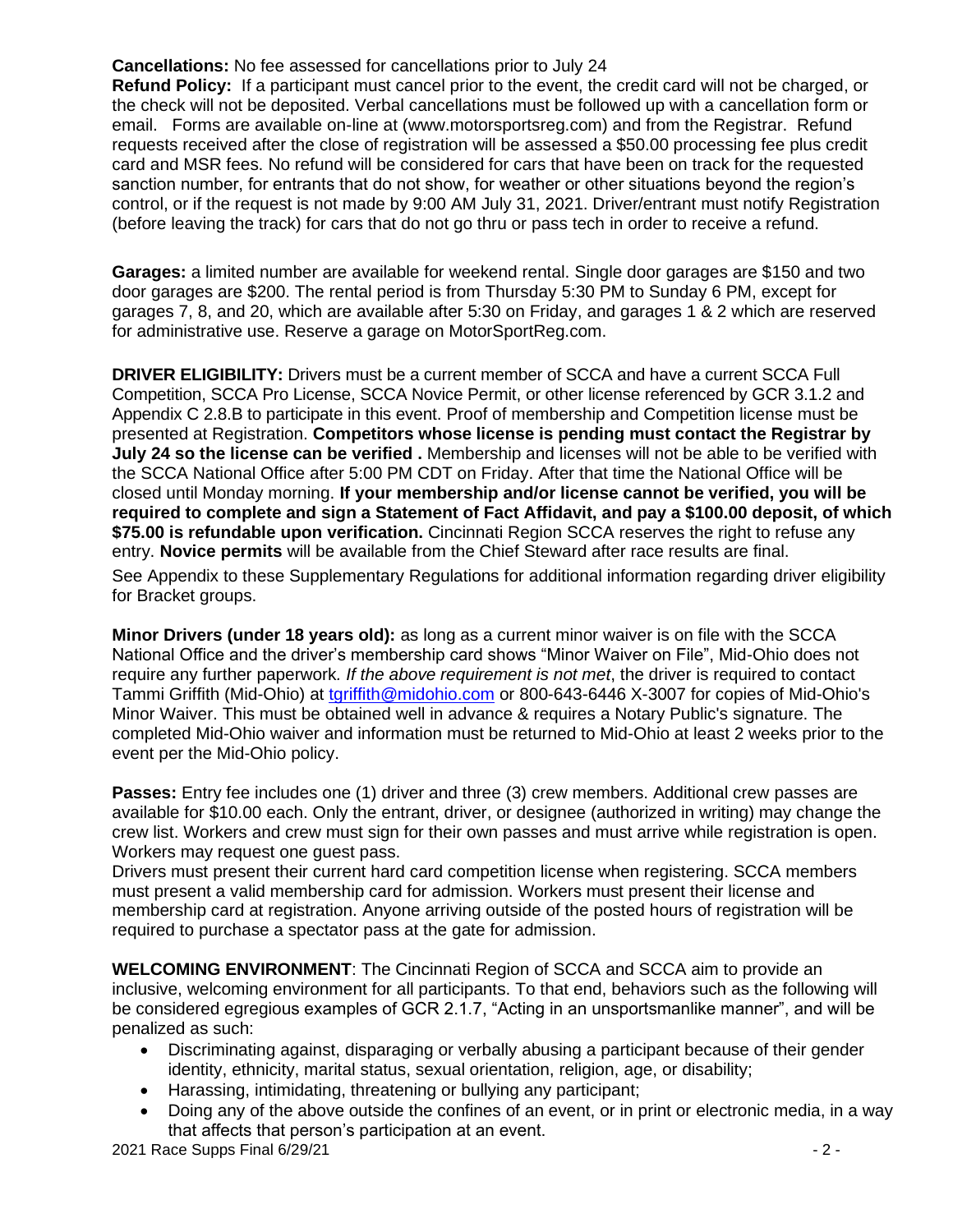**Cancellations:** No fee assessed for cancellations prior to July 24

**Refund Policy:** If a participant must cancel prior to the event, the credit card will not be charged, or the check will not be deposited. Verbal cancellations must be followed up with a cancellation form or email. Forms are available on-line at (www.motorsportsreg.com) and from the Registrar. Refund requests received after the close of registration will be assessed a $50.00 processing fee plus credit card and MSR fees. No refund will be considered for cars that have been on track for the requested sanction number, for entrants that do not show, for weather or other situations beyond the region's control, or if the request is not made by 9:00 AM July 31, 2021. Driver/entrant must notify Registration (before leaving the track) for cars that do not go thru or pass tech in order to receive a refund.

**Garages:** a limited number are available for weekend rental. Single door garages are $150 and two door garages are $200. The rental period is from Thursday 5:30 PM to Sunday 6 PM, except for garages 7, 8, and 20, which are available after 5:30 on Friday, and garages 1 & 2 which are reserved for administrative use. Reserve a garage on MotorSportReg.com.

**DRIVER ELIGIBILITY:** Drivers must be a current member of SCCA and have a current SCCA Full Competition, SCCA Pro License, SCCA Novice Permit, or other license referenced by GCR 3.1.2 and Appendix C 2.8.B to participate in this event. Proof of membership and Competition license must be presented at Registration. **Competitors whose license is pending must contact the Registrar by July 24 so the license can be verified .** Membership and licenses will not be able to be verified with the SCCA National Office after 5:00 PM CDT on Friday. After that time the National Office will be closed until Monday morning. **If your membership and/or license cannot be verified, you will be required to complete and sign a Statement of Fact Affidavit, and pay a $100.00 deposit, of which $75.00 is refundable upon verification.** Cincinnati Region SCCA reserves the right to refuse any entry. **Novice permits** will be available from the Chief Steward after race results are final.

See Appendix to these Supplementary Regulations for additional information regarding driver eligibility for Bracket groups.

**Minor Drivers (under 18 years old):** as long as a current minor waiver is on file with the SCCA National Office and the driver's membership card shows "Minor Waiver on File", Mid-Ohio does not require any further paperwork. *If the above requirement is not met*, the driver is required to contact Tammi Griffith (Mid-Ohio) at tgriffith@midohio.com or 800-643-6446 X-3007 for copies of Mid-Ohio's Minor Waiver. This must be obtained well in advance & requires a Notary Public's signature. The completed Mid-Ohio waiver and information must be returned to Mid-Ohio at least 2 weeks prior to the event per the Mid-Ohio policy.

**Passes:** Entry fee includes one (1) driver and three (3) crew members. Additional crew passes are available for $10.00 each. Only the entrant, driver, or designee (authorized in writing) may change the crew list. Workers and crew must sign for their own passes and must arrive while registration is open. Workers may request one guest pass.

Drivers must present their current hard card competition license when registering. SCCA members must present a valid membership card for admission. Workers must present their license and membership card at registration. Anyone arriving outside of the posted hours of registration will be required to purchase a spectator pass at the gate for admission.

**WELCOMING ENVIRONMENT**: The Cincinnati Region of SCCA and SCCA aim to provide an inclusive, welcoming environment for all participants. To that end, behaviors such as the following will be considered egregious examples of GCR 2.1.7, "Acting in an unsportsmanlike manner", and will be penalized as such:

- Discriminating against, disparaging or verbally abusing a participant because of their gender identity, ethnicity, marital status, sexual orientation, religion, age, or disability;
- Harassing, intimidating, threatening or bullying any participant;
- Doing any of the above outside the confines of an event, or in print or electronic media, in a way that affects that person's participation at an event.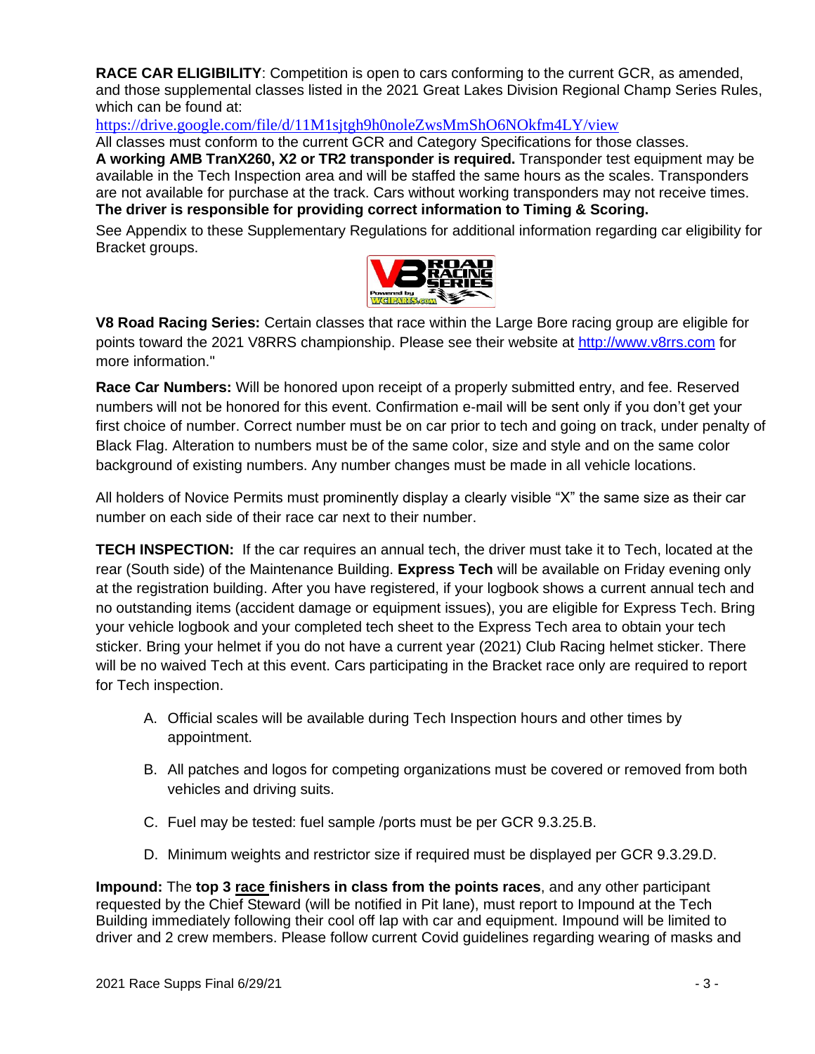**RACE CAR ELIGIBILITY**: Competition is open to cars conforming to the current GCR, as amended, and those supplemental classes listed in the 2021 Great Lakes Division Regional Champ Series Rules, which can be found at:

https://drive.google.com/file/d/11M1sjtgh9h0noleZwsMmShO6NOkfm4LY/view

All classes must conform to the current GCR and Category Specifications for those classes.

**A working AMB TranX260, X2 or TR2 transponder is required.** Transponder test equipment may be available in the Tech Inspection area and will be staffed the same hours as the scales. Transponders are not available for purchase at the track. Cars without working transponders may not receive times.

**The driver is responsible for providing correct information to Timing & Scoring.**

See Appendix to these Supplementary Regulations for additional information regarding car eligibility for Bracket groups.

**V8 Road Racing Series:** Certain classes that race within the Large Bore racing group are eligible for points toward the 2021 V8RRS championship. Please see their website at http://www.v8rrs.com for more information."

**Race Car Numbers:** Will be honored upon receipt of a properly submitted entry, and fee. Reserved numbers will not be honored for this event. Confirmation e-mail will be sent only if you don't get your first choice of number. Correct number must be on car prior to tech and going on track, under penalty of Black Flag. Alteration to numbers must be of the same color, size and style and on the same color background of existing numbers. Any number changes must be made in all vehicle locations.

All holders of Novice Permits must prominently display a clearly visible "X" the same size as their car number on each side of their race car next to their number.

**TECH INSPECTION:** If the car requires an annual tech, the driver must take it to Tech, located at the rear (South side) of the Maintenance Building. **Express Tech** will be available on Friday evening only at the registration building. After you have registered, if your logbook shows a current annual tech and no outstanding items (accident damage or equipment issues), you are eligible for Express Tech. Bring your vehicle logbook and your completed tech sheet to the Express Tech area to obtain your tech sticker. Bring your helmet if you do not have a current year (2021) Club Racing helmet sticker. There will be no waived Tech at this event. Cars participating in the Bracket race only are required to report for Tech inspection.

A. Official scales will be available during Tech Inspection hours and other times by appointment.

B. All patches and logos for competing organizations must be covered or removed from both vehicles and driving suits.

C. Fuel may be tested: fuel sample /ports must be per GCR 9.3.25.B.

D. Minimum weights and restrictor size if required must be displayed per GCR 9.3.29.D.

**Impound:** The **top 3 race finishers in class from the points races**, and any other participant requested by the Chief Steward (will be notified in Pit lane), must report to Impound at the Tech Building immediately following their cool off lap with car and equipment. Impound will be limited to driver and 2 crew members. Please follow current Covid guidelines regarding wearing of masks and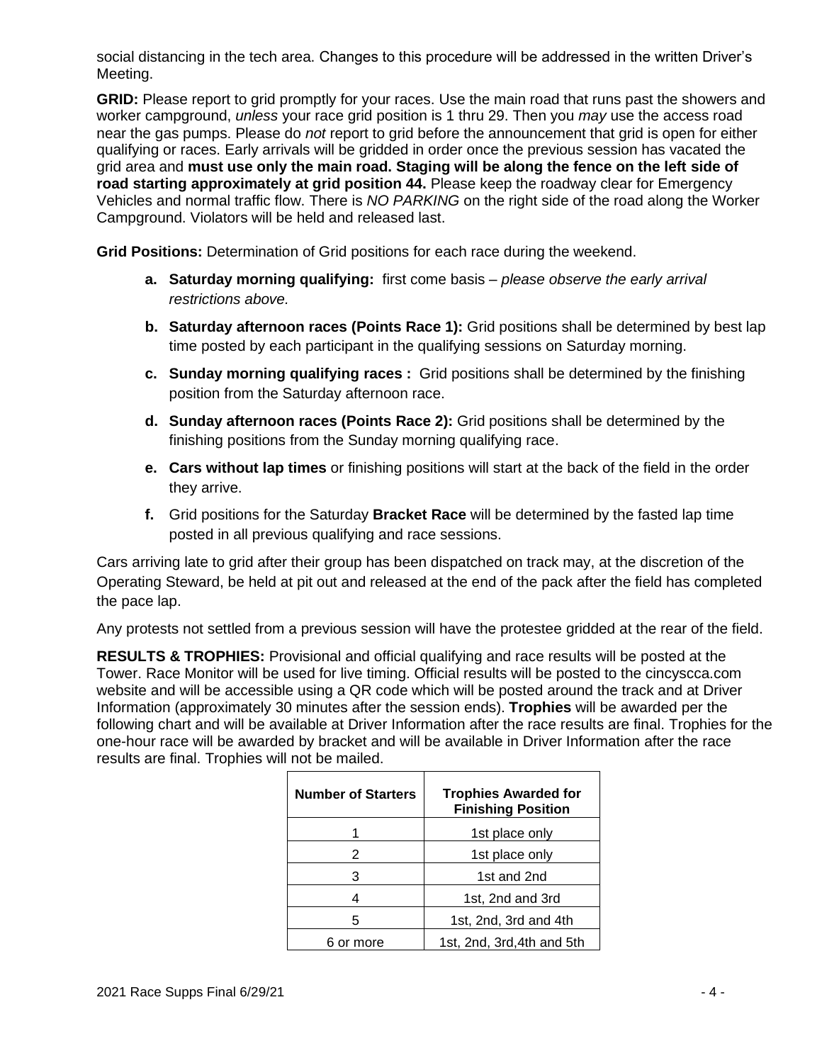social distancing in the tech area. Changes to this procedure will be addressed in the written Driver's Meeting.

**GRID:** Please report to grid promptly for your races. Use the main road that runs past the showers and worker campground, *unless* your race grid position is 1 thru 29. Then you *may* use the access road near the gas pumps. Please do *not* report to grid before the announcement that grid is open for either qualifying or races. Early arrivals will be gridded in order once the previous session has vacated the grid area and **must use only the main road. Staging will be along the fence on the left side of road starting approximately at grid position 44.** Please keep the roadway clear for Emergency Vehicles and normal traffic flow. There is *NO PARKING* on the right side of the road along the Worker Campground. Violators will be held and released last.

**Grid Positions:** Determination of Grid positions for each race during the weekend.

- **a. Saturday morning qualifying:** first come basis – *please observe the early arrival restrictions above.*
- **b. Saturday afternoon races (Points Race 1):** Grid positions shall be determined by best lap time posted by each participant in the qualifying sessions on Saturday morning.
- **c. Sunday morning qualifying races :** Grid positions shall be determined by the finishing position from the Saturday afternoon race.
- **d. Sunday afternoon races (Points Race 2):** Grid positions shall be determined by the finishing positions from the Sunday morning qualifying race.
- **e. Cars without lap times** or finishing positions will start at the back of the field in the order they arrive.
- **f.** Grid positions for the Saturday **Bracket Race** will be determined by the fasted lap time posted in all previous qualifying and race sessions.

Cars arriving late to grid after their group has been dispatched on track may, at the discretion of the Operating Steward, be held at pit out and released at the end of the pack after the field has completed the pace lap.

Any protests not settled from a previous session will have the protestee gridded at the rear of the field.

**RESULTS & TROPHIES:** Provisional and official qualifying and race results will be posted at the Tower. Race Monitor will be used for live timing. Official results will be posted to the cincyscca.com website and will be accessible using a QR code which will be posted around the track and at Driver Information (approximately 30 minutes after the session ends). **Trophies** will be awarded per the following chart and will be available at Driver Information after the race results are final. Trophies for the one-hour race will be awarded by bracket and will be available in Driver Information after the race results are final. Trophies will not be mailed.

| Number of Starters | Trophies Awarded for Finishing Position |
|---|---|
| 1 | 1st place only |
| 2 | 1st place only |
| 3 | 1st and 2nd |
| 4 | 1st, 2nd and 3rd |
| 5 | 1st, 2nd, 3rd and 4th |
| 6 or more | 1st, 2nd, 3rd,4th and 5th |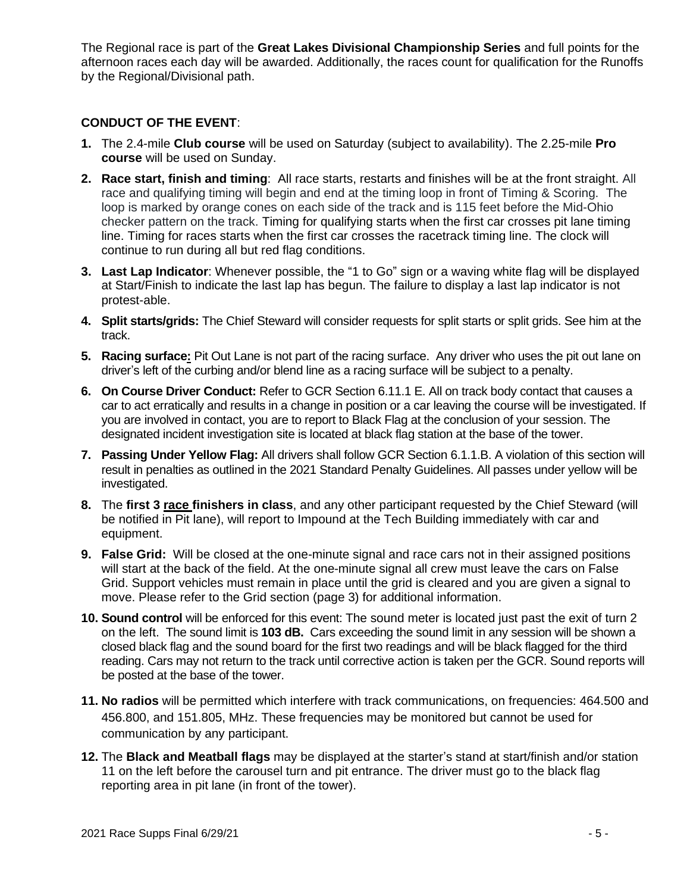The Regional race is part of the **Great Lakes Divisional Championship Series** and full points for the afternoon races each day will be awarded. Additionally, the races count for qualification for the Runoffs by the Regional/Divisional path.

**CONDUCT OF THE EVENT**:

1. The 2.4-mile **Club course** will be used on Saturday (subject to availability). The 2.25-mile **Pro course** will be used on Sunday.
2. **Race start, finish and timing**: All race starts, restarts and finishes will be at the front straight. All race and qualifying timing will begin and end at the timing loop in front of Timing & Scoring. The loop is marked by orange cones on each side of the track and is 115 feet before the Mid-Ohio checker pattern on the track. Timing for qualifying starts when the first car crosses pit lane timing line. Timing for races starts when the first car crosses the racetrack timing line. The clock will continue to run during all but red flag conditions.
3. **Last Lap Indicator**: Whenever possible, the "1 to Go" sign or a waving white flag will be displayed at Start/Finish to indicate the last lap has begun. The failure to display a last lap indicator is not protest-able.
4. **Split starts/grids:** The Chief Steward will consider requests for split starts or split grids. See him at the track.
5. **Racing surface:** Pit Out Lane is not part of the racing surface. Any driver who uses the pit out lane on driver's left of the curbing and/or blend line as a racing surface will be subject to a penalty.
6. **On Course Driver Conduct:** Refer to GCR Section 6.11.1 E. All on track body contact that causes a car to act erratically and results in a change in position or a car leaving the course will be investigated. If you are involved in contact, you are to report to Black Flag at the conclusion of your session. The designated incident investigation site is located at black flag station at the base of the tower.
7. **Passing Under Yellow Flag:** All drivers shall follow GCR Section 6.1.1.B. A violation of this section will result in penalties as outlined in the 2021 Standard Penalty Guidelines. All passes under yellow will be investigated.
8. The **first 3 race finishers in class**, and any other participant requested by the Chief Steward (will be notified in Pit lane), will report to Impound at the Tech Building immediately with car and equipment.
9. **False Grid:** Will be closed at the one-minute signal and race cars not in their assigned positions will start at the back of the field. At the one-minute signal all crew must leave the cars on False Grid. Support vehicles must remain in place until the grid is cleared and you are given a signal to move. Please refer to the Grid section (page 3) for additional information.
10. **Sound control** will be enforced for this event: The sound meter is located just past the exit of turn 2 on the left. The sound limit is **103 dB.** Cars exceeding the sound limit in any session will be shown a closed black flag and the sound board for the first two readings and will be black flagged for the third reading. Cars may not return to the track until corrective action is taken per the GCR. Sound reports will be posted at the base of the tower.
11. **No radios** will be permitted which interfere with track communications, on frequencies: 464.500 and 456.800, and 151.805, MHz. These frequencies may be monitored but cannot be used for communication by any participant.
12. The **Black and Meatball flags** may be displayed at the starter's stand at start/finish and/or station 11 on the left before the carousel turn and pit entrance. The driver must go to the black flag reporting area in pit lane (in front of the tower).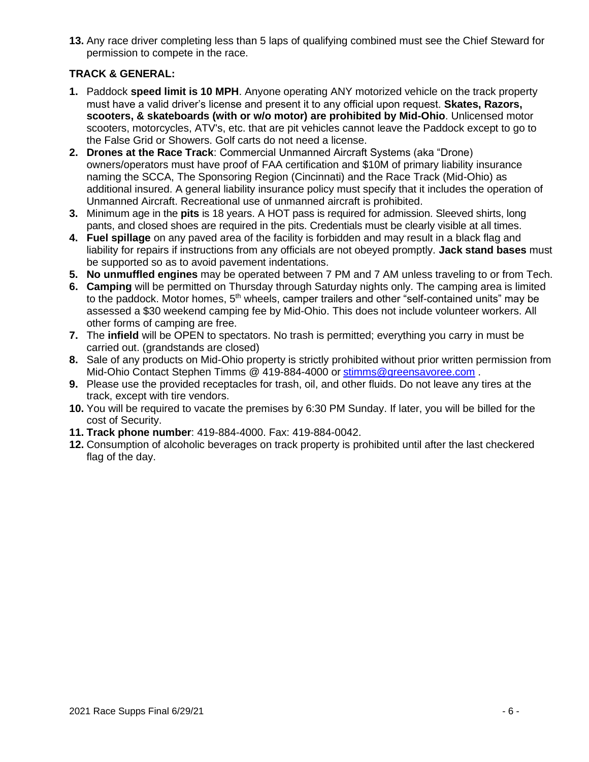13. Any race driver completing less than 5 laps of qualifying combined must see the Chief Steward for permission to compete in the race.

**TRACK & GENERAL:**

1. Paddock **speed limit is 10 MPH**. Anyone operating ANY motorized vehicle on the track property must have a valid driver's license and present it to any official upon request. **Skates, Razors, scooters, & skateboards (with or w/o motor) are prohibited by Mid-Ohio**. Unlicensed motor scooters, motorcycles, ATV's, etc. that are pit vehicles cannot leave the Paddock except to go to the False Grid or Showers. Golf carts do not need a license.
2. **Drones at the Race Track**: Commercial Unmanned Aircraft Systems (aka "Drone) owners/operators must have proof of FAA certification and $10M of primary liability insurance naming the SCCA, The Sponsoring Region (Cincinnati) and the Race Track (Mid-Ohio) as additional insured. A general liability insurance policy must specify that it includes the operation of Unmanned Aircraft. Recreational use of unmanned aircraft is prohibited.
3. Minimum age in the **pits** is 18 years. A HOT pass is required for admission. Sleeved shirts, long pants, and closed shoes are required in the pits. Credentials must be clearly visible at all times.
4. **Fuel spillage** on any paved area of the facility is forbidden and may result in a black flag and liability for repairs if instructions from any officials are not obeyed promptly. **Jack stand bases** must be supported so as to avoid pavement indentations.
5. **No unmuffled engines** may be operated between 7 PM and 7 AM unless traveling to or from Tech.
6. **Camping** will be permitted on Thursday through Saturday nights only. The camping area is limited to the paddock. Motor homes, 5th wheels, camper trailers and other "self-contained units" may be assessed a $30 weekend camping fee by Mid-Ohio. This does not include volunteer workers. All other forms of camping are free.
7. The **infield** will be OPEN to spectators. No trash is permitted; everything you carry in must be carried out. (grandstands are closed)
8. Sale of any products on Mid-Ohio property is strictly prohibited without prior written permission from Mid-Ohio Contact Stephen Timms @ 419-884-4000 or stimms@greensavoree.com .
9. Please use the provided receptacles for trash, oil, and other fluids. Do not leave any tires at the track, except with tire vendors.
10. You will be required to vacate the premises by 6:30 PM Sunday. If later, you will be billed for the cost of Security.
11. **Track phone number**: 419-884-4000. Fax: 419-884-0042.
12. Consumption of alcoholic beverages on track property is prohibited until after the last checkered flag of the day.

2021 Race Supps Final 6/29/21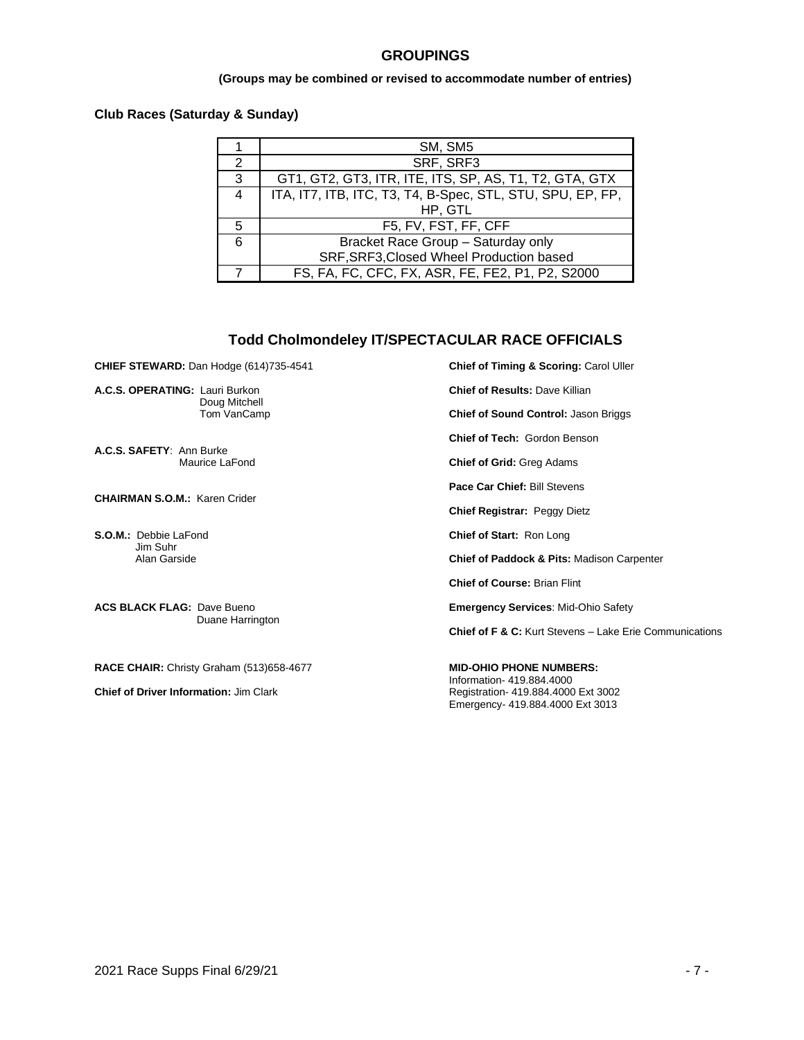## GROUPINGS

**(Groups may be combined or revised to accommodate number of entries)**

### Club Races (Saturday & Sunday)

| | |
|---|---|
| 1 | SM, SM5 |
| 2 | SRF, SRF3 |
| 3 | GT1, GT2, GT3, ITR, ITE, ITS, SP, AS, T1, T2, GTA, GTX |
| 4 | ITA, IT7, ITB, ITC, T3, T4, B-Spec, STL, STU, SPU, EP, FP, HP, GTL |
| 5 | F5, FV, FST, FF, CFF |
| 6 | Bracket Race Group – Saturday only<br>SRF,SRF3,Closed Wheel Production based |
| 7 | FS, FA, FC, CFC, FX, ASR, FE, FE2, P1, P2, S2000 |

## Todd Cholmondeley IT/SPECTACULAR RACE OFFICIALS

**CHIEF STEWARD:** Dan Hodge (614)735-4541

**A.C.S. OPERATING:** Lauri Burkon
Doug Mitchell
Tom VanCamp

**A.C.S. SAFETY**: Ann Burke
Maurice LaFond

**CHAIRMAN S.O.M.:** Karen Crider

**S.O.M.:** Debbie LaFond
Jim Suhr
Alan Garside

**ACS BLACK FLAG:** Dave Bueno
Duane Harrington

**RACE CHAIR:** Christy Graham (513)658-4677

**Chief of Driver Information:** Jim Clark

**Chief of Timing & Scoring:** Carol Uller

**Chief of Results:** Dave Killian

**Chief of Sound Control:** Jason Briggs

**Chief of Tech:** Gordon Benson

**Chief of Grid:** Greg Adams

**Pace Car Chief:** Bill Stevens

**Chief Registrar:** Peggy Dietz

**Chief of Start:** Ron Long

**Chief of Paddock & Pits:** Madison Carpenter

**Chief of Course:** Brian Flint

**Emergency Services**: Mid-Ohio Safety

**Chief of F & C:** Kurt Stevens – Lake Erie Communications

**MID-OHIO PHONE NUMBERS:**
Information- 419.884.4000
Registration- 419.884.4000 Ext 3002
Emergency- 419.884.4000 Ext 3013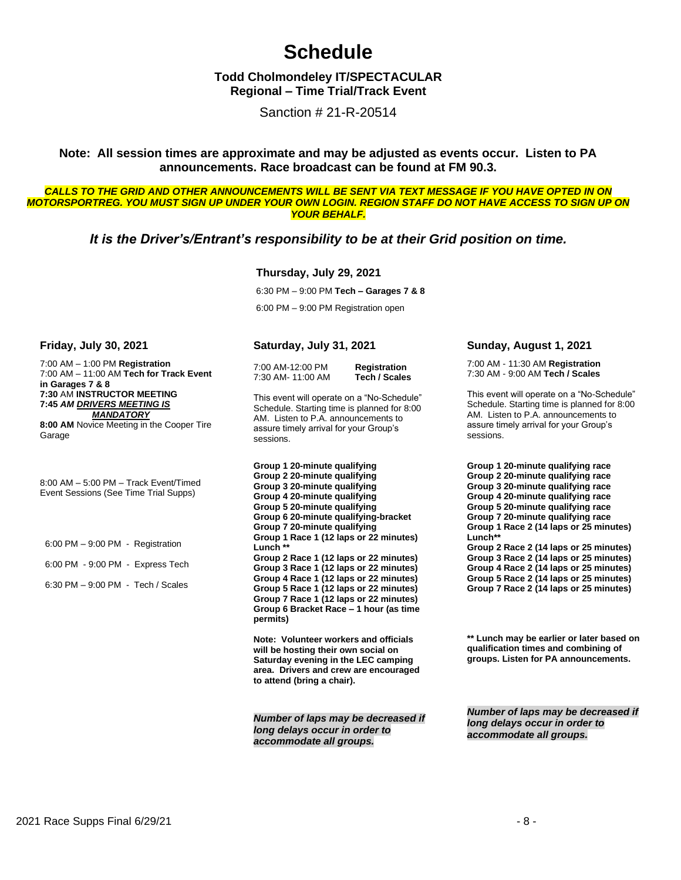# Schedule

**Todd Cholmondeley IT/SPECTACULAR**
**Regional – Time Trial/Track Event**

Sanction # 21-R-20514

**Note: All session times are approximate and may be adjusted as events occur. Listen to PA announcements. Race broadcast can be found at FM 90.3.**

***CALLS TO THE GRID AND OTHER ANNOUNCEMENTS WILL BE SENT VIA TEXT MESSAGE IF YOU HAVE OPTED IN ON MOTORSPORTREG. YOU MUST SIGN UP UNDER YOUR OWN LOGIN. REGION STAFF DO NOT HAVE ACCESS TO SIGN UP ON YOUR BEHALF.***

***It is the Driver's/Entrant's responsibility to be at their Grid position on time.***

### Thursday, July 29, 2021

6:30 PM – 9:00 PM **Tech – Garages 7 & 8**

6:00 PM – 9:00 PM Registration open

### Friday, July 30, 2021

7:00 AM – 1:00 PM **Registration**
7:00 AM – 11:00 AM **Tech for Track Event in Garages 7 & 8**
**7:30** AM **INSTRUCTOR MEETING**
**7:45** ***AM DRIVERS MEETING IS MANDATORY***
**8:00 AM** Novice Meeting in the Cooper Tire Garage

8:00 AM – 5:00 PM – Track Event/Timed Event Sessions (See Time Trial Supps)

6:00 PM – 9:00 PM - Registration

6:00 PM - 9:00 PM - Express Tech

6:30 PM – 9:00 PM - Tech / Scales

### Saturday, July 31, 2021

7:00 AM-12:00 PM **Registration**
7:30 AM- 11:00 AM **Tech / Scales**

This event will operate on a "No-Schedule" Schedule. Starting time is planned for 8:00 AM. Listen to P.A. announcements to assure timely arrival for your Group's sessions.

**Group 1 20-minute qualifying**
**Group 2 20-minute qualifying**
**Group 3 20-minute qualifying**
**Group 4 20-minute qualifying**
**Group 5 20-minute qualifying**
**Group 6 20-minute qualifying-bracket**
**Group 7 20-minute qualifying**
**Group 1 Race 1 (12 laps or 22 minutes)**
**Lunch \*\***
**Group 2 Race 1 (12 laps or 22 minutes)**
**Group 3 Race 1 (12 laps or 22 minutes)**
**Group 4 Race 1 (12 laps or 22 minutes)**
**Group 5 Race 1 (12 laps or 22 minutes)**
**Group 7 Race 1 (12 laps or 22 minutes)**
**Group 6 Bracket Race – 1 hour (as time permits)**

**Note: Volunteer workers and officials will be hosting their own social on Saturday evening in the LEC camping area. Drivers and crew are encouraged to attend (bring a chair).**

***Number of laps may be decreased if long delays occur in order to accommodate all groups.***

### Sunday, August 1, 2021

7:00 AM - 11:30 AM **Registration**
7:30 AM - 9:00 AM **Tech / Scales**

This event will operate on a "No-Schedule" Schedule. Starting time is planned for 8:00 AM. Listen to P.A. announcements to assure timely arrival for your Group's sessions.

**Group 1 20-minute qualifying race**
**Group 2 20-minute qualifying race**
**Group 3 20-minute qualifying race**
**Group 4 20-minute qualifying race**
**Group 5 20-minute qualifying race**
**Group 7 20-minute qualifying race**
**Group 1 Race 2 (14 laps or 25 minutes)**
**Lunch\*\***
**Group 2 Race 2 (14 laps or 25 minutes)**
**Group 3 Race 2 (14 laps or 25 minutes)**
**Group 4 Race 2 (14 laps or 25 minutes)**
**Group 5 Race 2 (14 laps or 25 minutes)**
**Group 7 Race 2 (14 laps or 25 minutes)**

**\*\* Lunch may be earlier or later based on qualification times and combining of groups. Listen for PA announcements.**

***Number of laps may be decreased if long delays occur in order to accommodate all groups.***

2021 Race Supps Final 6/29/21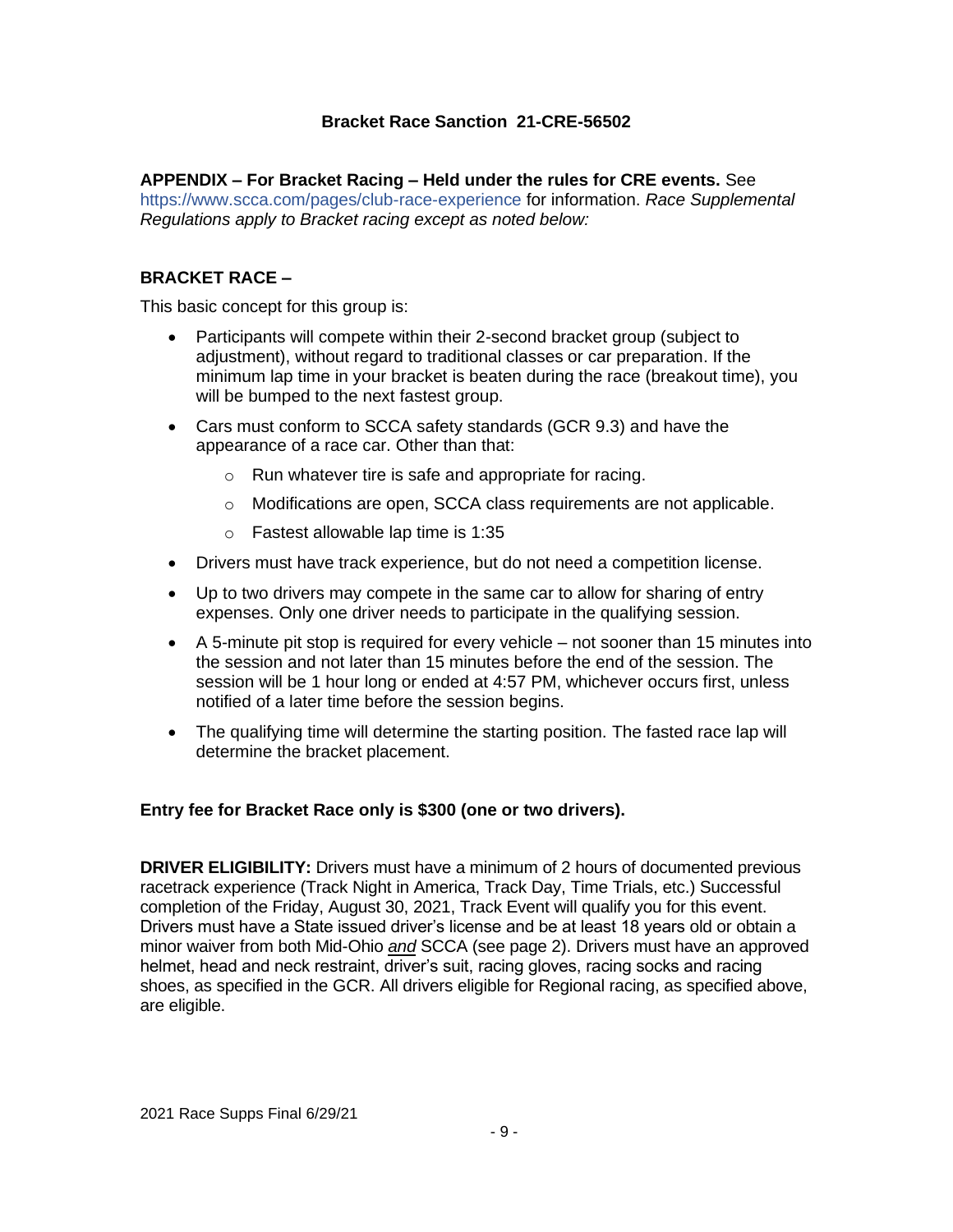## Bracket Race Sanction 21-CRE-56502

**APPENDIX – For Bracket Racing – Held under the rules for CRE events.** See https://www.scca.com/pages/club-race-experience for information. *Race Supplemental Regulations apply to Bracket racing except as noted below:*

### BRACKET RACE –

This basic concept for this group is:

- Participants will compete within their 2-second bracket group (subject to adjustment), without regard to traditional classes or car preparation. If the minimum lap time in your bracket is beaten during the race (breakout time), you will be bumped to the next fastest group.
- Cars must conform to SCCA safety standards (GCR 9.3) and have the appearance of a race car. Other than that:
  - Run whatever tire is safe and appropriate for racing.
  - Modifications are open, SCCA class requirements are not applicable.
  - Fastest allowable lap time is 1:35
- Drivers must have track experience, but do not need a competition license.
- Up to two drivers may compete in the same car to allow for sharing of entry expenses. Only one driver needs to participate in the qualifying session.
- A 5-minute pit stop is required for every vehicle – not sooner than 15 minutes into the session and not later than 15 minutes before the end of the session. The session will be 1 hour long or ended at 4:57 PM, whichever occurs first, unless notified of a later time before the session begins.
- The qualifying time will determine the starting position. The fasted race lap will determine the bracket placement.

**Entry fee for Bracket Race only is $300 (one or two drivers).**

**DRIVER ELIGIBILITY:** Drivers must have a minimum of 2 hours of documented previous racetrack experience (Track Night in America, Track Day, Time Trials, etc.) Successful completion of the Friday, August 30, 2021, Track Event will qualify you for this event. Drivers must have a State issued driver's license and be at least 18 years old or obtain a minor waiver from both Mid-Ohio *and* SCCA (see page 2). Drivers must have an approved helmet, head and neck restraint, driver's suit, racing gloves, racing socks and racing shoes, as specified in the GCR. All drivers eligible for Regional racing, as specified above, are eligible.

2021 Race Supps Final 6/29/21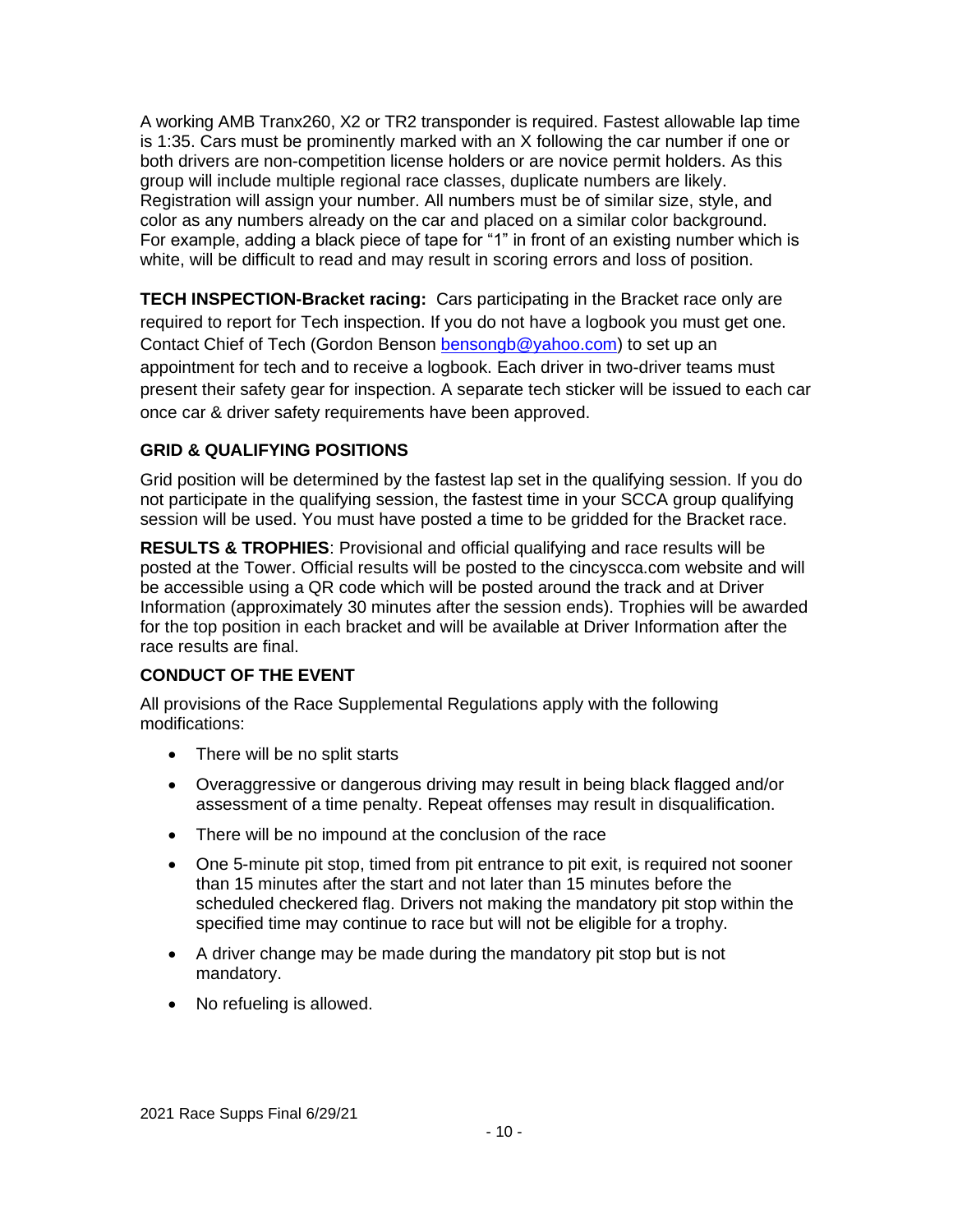A working AMB Tranx260, X2 or TR2 transponder is required. Fastest allowable lap time is 1:35. Cars must be prominently marked with an X following the car number if one or both drivers are non-competition license holders or are novice permit holders. As this group will include multiple regional race classes, duplicate numbers are likely. Registration will assign your number. All numbers must be of similar size, style, and color as any numbers already on the car and placed on a similar color background. For example, adding a black piece of tape for "1" in front of an existing number which is white, will be difficult to read and may result in scoring errors and loss of position.

**TECH INSPECTION-Bracket racing:** Cars participating in the Bracket race only are required to report for Tech inspection. If you do not have a logbook you must get one. Contact Chief of Tech (Gordon Benson bensongb@yahoo.com) to set up an appointment for tech and to receive a logbook. Each driver in two-driver teams must present their safety gear for inspection. A separate tech sticker will be issued to each car once car & driver safety requirements have been approved.

### GRID & QUALIFYING POSITIONS

Grid position will be determined by the fastest lap set in the qualifying session. If you do not participate in the qualifying session, the fastest time in your SCCA group qualifying session will be used. You must have posted a time to be gridded for the Bracket race.

**RESULTS & TROPHIES**: Provisional and official qualifying and race results will be posted at the Tower. Official results will be posted to the cincyscca.com website and will be accessible using a QR code which will be posted around the track and at Driver Information (approximately 30 minutes after the session ends). Trophies will be awarded for the top position in each bracket and will be available at Driver Information after the race results are final.

### CONDUCT OF THE EVENT

All provisions of the Race Supplemental Regulations apply with the following modifications:

- There will be no split starts
- Overaggressive or dangerous driving may result in being black flagged and/or assessment of a time penalty. Repeat offenses may result in disqualification.
- There will be no impound at the conclusion of the race
- One 5-minute pit stop, timed from pit entrance to pit exit, is required not sooner than 15 minutes after the start and not later than 15 minutes before the scheduled checkered flag. Drivers not making the mandatory pit stop within the specified time may continue to race but will not be eligible for a trophy.
- A driver change may be made during the mandatory pit stop but is not mandatory.
- No refueling is allowed.